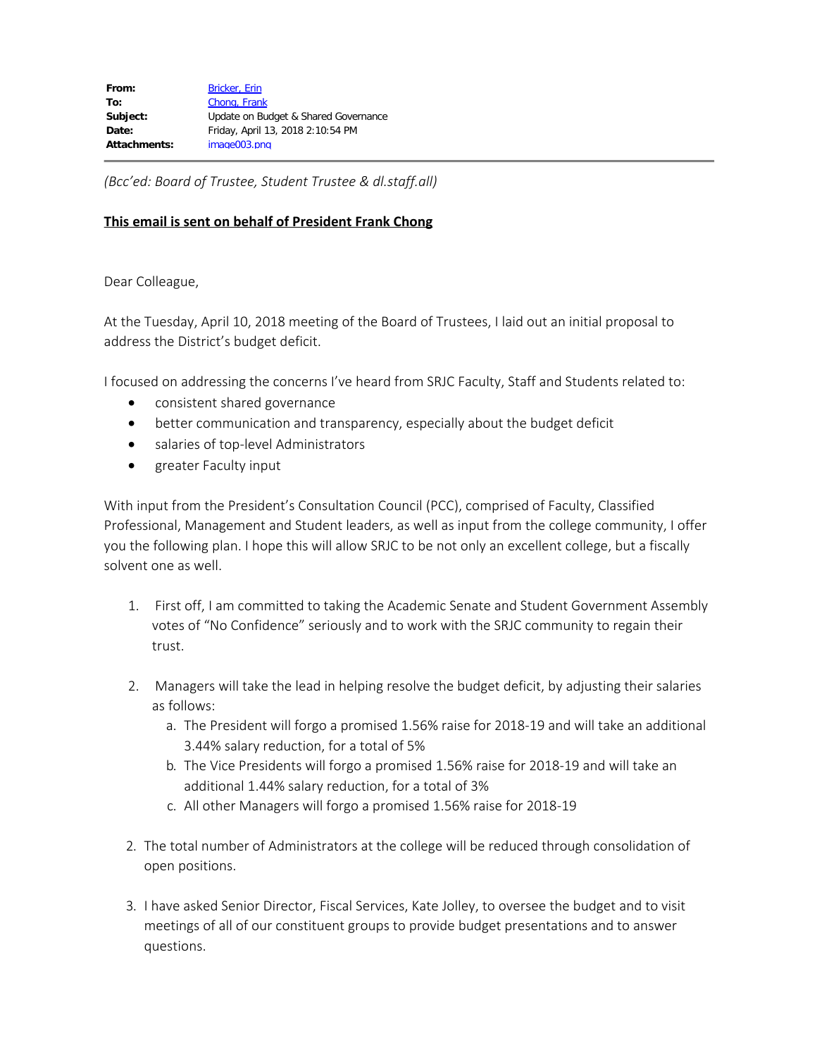| | |
|---|---|
| **From:** | Bricker, Erin |
| **To:** | Chong, Frank |
| **Subject:** | Update on Budget & Shared Governance |
| **Date:** | Friday, April 13, 2018 2:10:54 PM |
| **Attachments:** | image003.png |

*(Bcc'ed: Board of Trustee, Student Trustee & dl.staff.all)*

**This email is sent on behalf of President Frank Chong**

Dear Colleague,

At the Tuesday, April 10, 2018 meeting of the Board of Trustees, I laid out an initial proposal to address the District's budget deficit.

I focused on addressing the concerns I've heard from SRJC Faculty, Staff and Students related to:

- consistent shared governance
- better communication and transparency, especially about the budget deficit
- salaries of top-level Administrators
- greater Faculty input

With input from the President's Consultation Council (PCC), comprised of Faculty, Classified Professional, Management and Student leaders, as well as input from the college community, I offer you the following plan. I hope this will allow SRJC to be not only an excellent college, but a fiscally solvent one as well.

1. First off, I am committed to taking the Academic Senate and Student Government Assembly votes of "No Confidence" seriously and to work with the SRJC community to regain their trust.

2. Managers will take the lead in helping resolve the budget deficit, by adjusting their salaries as follows:
   a. The President will forgo a promised 1.56% raise for 2018-19 and will take an additional 3.44% salary reduction, for a total of 5%
   b. The Vice Presidents will forgo a promised 1.56% raise for 2018-19 and will take an additional 1.44% salary reduction, for a total of 3%
   c. All other Managers will forgo a promised 1.56% raise for 2018-19

2. The total number of Administrators at the college will be reduced through consolidation of open positions.

3. I have asked Senior Director, Fiscal Services, Kate Jolley, to oversee the budget and to visit meetings of all of our constituent groups to provide budget presentations and to answer questions.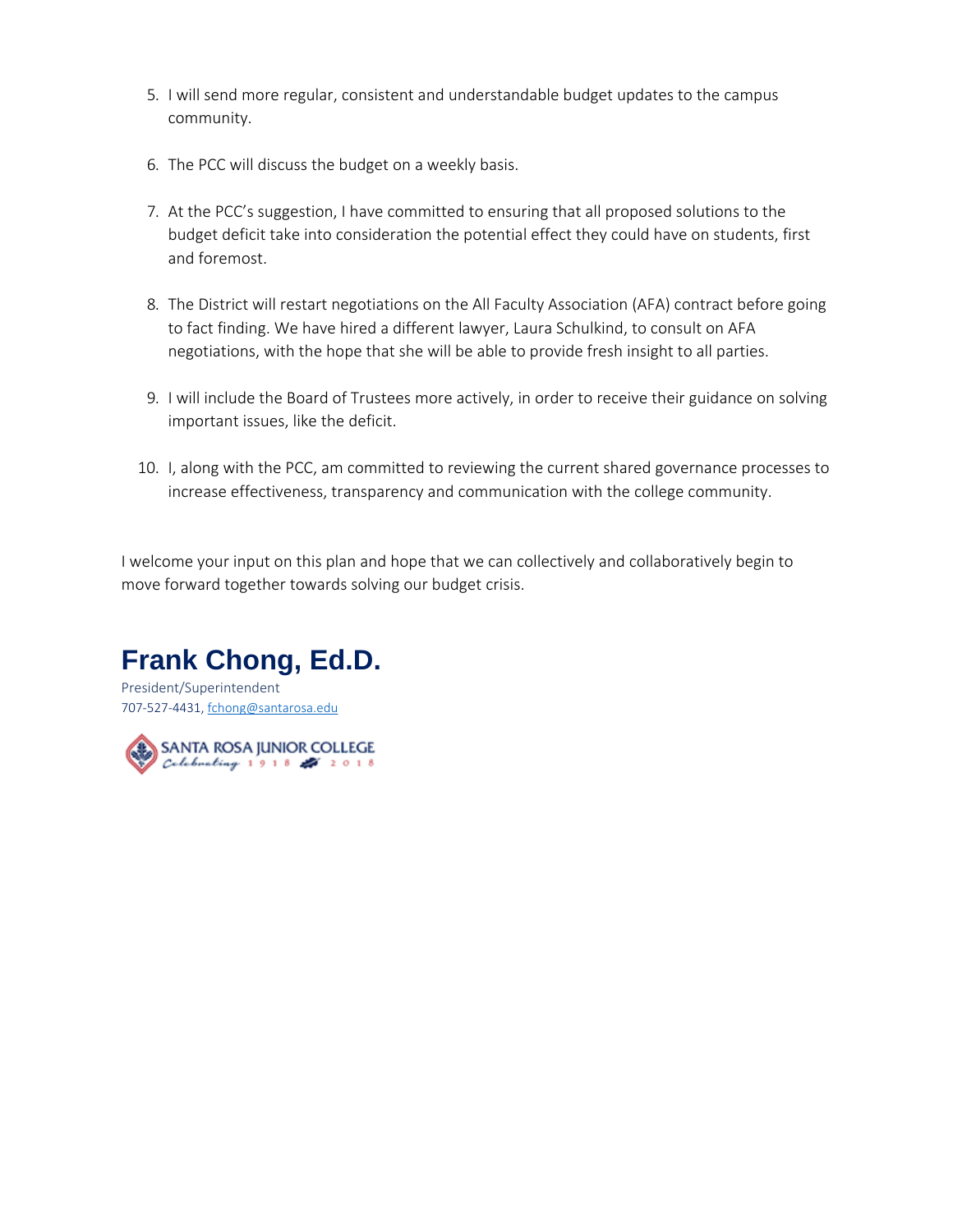5. I will send more regular, consistent and understandable budget updates to the campus community.

6. The PCC will discuss the budget on a weekly basis.

7. At the PCC's suggestion, I have committed to ensuring that all proposed solutions to the budget deficit take into consideration the potential effect they could have on students, first and foremost.

8. The District will restart negotiations on the All Faculty Association (AFA) contract before going to fact finding. We have hired a different lawyer, Laura Schulkind, to consult on AFA negotiations, with the hope that she will be able to provide fresh insight to all parties.

9. I will include the Board of Trustees more actively, in order to receive their guidance on solving important issues, like the deficit.

10. I, along with the PCC, am committed to reviewing the current shared governance processes to increase effectiveness, transparency and communication with the college community.

I welcome your input on this plan and hope that we can collectively and collaboratively begin to move forward together towards solving our budget crisis.

**Frank Chong, Ed.D.**

President/Superintendent

707-527-4431, fchong@santarosa.edu

SANTA ROSA JUNIOR COLLEGE
Celebrating 1918 2018